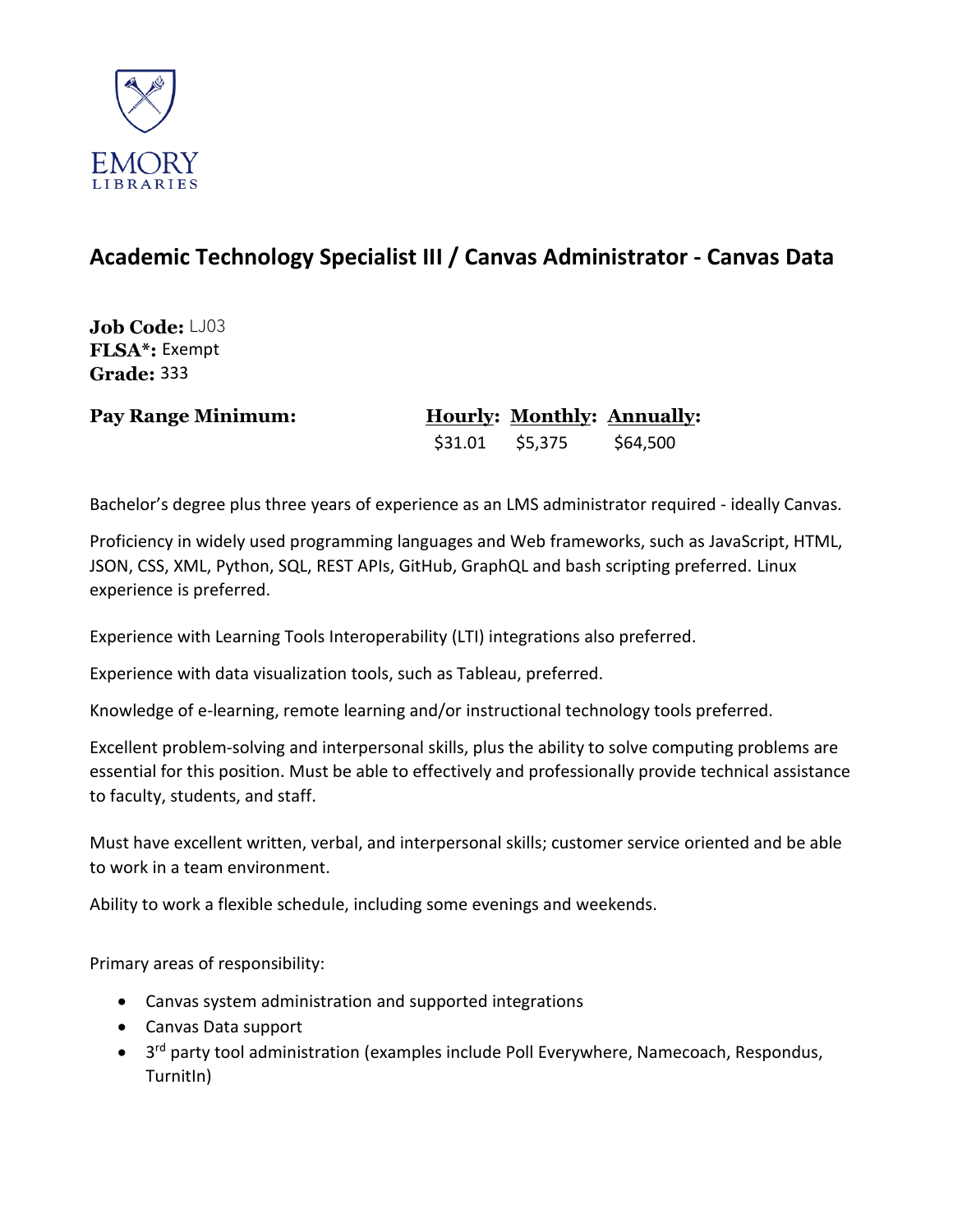EMORY
LIBRARIES

# Academic Technology Specialist III / Canvas Administrator - Canvas Data

**Job Code:** LJ03
**FLSA*:** Exempt
**Grade:** 333

| **Pay Range Minimum:** | **Hourly:** | **Monthly:** | **Annually:** |
|---|---|---|---|
| | $31.01 | $5,375 | $64,500 |

Bachelor's degree plus three years of experience as an LMS administrator required - ideally Canvas.

Proficiency in widely used programming languages and Web frameworks, such as JavaScript, HTML, JSON, CSS, XML, Python, SQL, REST APIs, GitHub, GraphQL and bash scripting preferred. Linux experience is preferred.

Experience with Learning Tools Interoperability (LTI) integrations also preferred.

Experience with data visualization tools, such as Tableau, preferred.

Knowledge of e-learning, remote learning and/or instructional technology tools preferred.

Excellent problem-solving and interpersonal skills, plus the ability to solve computing problems are essential for this position. Must be able to effectively and professionally provide technical assistance to faculty, students, and staff.

Must have excellent written, verbal, and interpersonal skills; customer service oriented and be able to work in a team environment.

Ability to work a flexible schedule, including some evenings and weekends.

Primary areas of responsibility:

- Canvas system administration and supported integrations
- Canvas Data support
- 3rd party tool administration (examples include Poll Everywhere, Namecoach, Respondus, TurnitIn)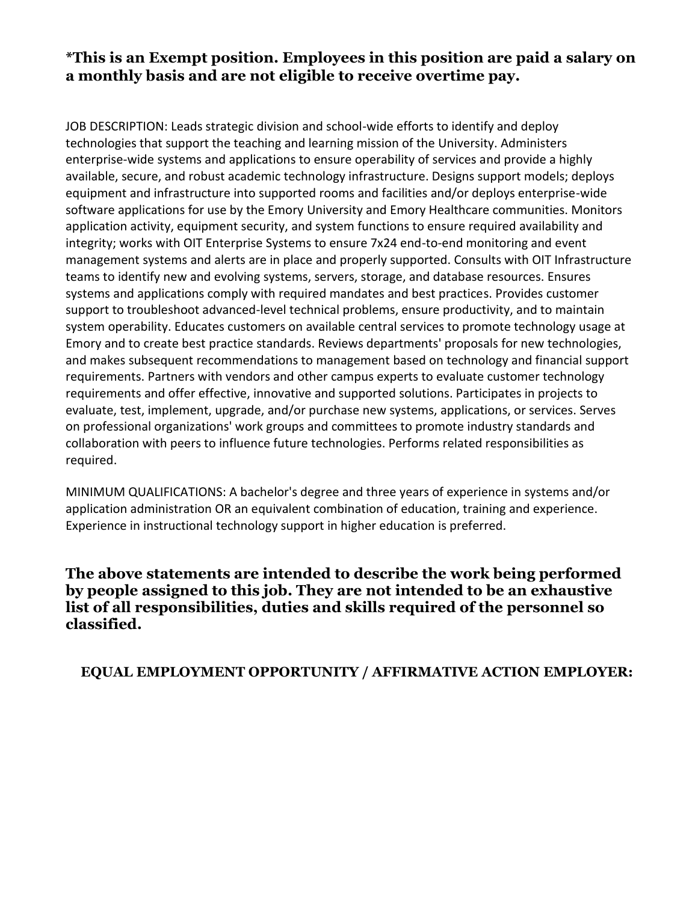**\*This is an Exempt position. Employees in this position are paid a salary on a monthly basis and are not eligible to receive overtime pay.**

JOB DESCRIPTION: Leads strategic division and school-wide efforts to identify and deploy technologies that support the teaching and learning mission of the University. Administers enterprise-wide systems and applications to ensure operability of services and provide a highly available, secure, and robust academic technology infrastructure. Designs support models; deploys equipment and infrastructure into supported rooms and facilities and/or deploys enterprise-wide software applications for use by the Emory University and Emory Healthcare communities. Monitors application activity, equipment security, and system functions to ensure required availability and integrity; works with OIT Enterprise Systems to ensure 7x24 end-to-end monitoring and event management systems and alerts are in place and properly supported. Consults with OIT Infrastructure teams to identify new and evolving systems, servers, storage, and database resources. Ensures systems and applications comply with required mandates and best practices. Provides customer support to troubleshoot advanced-level technical problems, ensure productivity, and to maintain system operability. Educates customers on available central services to promote technology usage at Emory and to create best practice standards. Reviews departments' proposals for new technologies, and makes subsequent recommendations to management based on technology and financial support requirements. Partners with vendors and other campus experts to evaluate customer technology requirements and offer effective, innovative and supported solutions. Participates in projects to evaluate, test, implement, upgrade, and/or purchase new systems, applications, or services. Serves on professional organizations' work groups and committees to promote industry standards and collaboration with peers to influence future technologies. Performs related responsibilities as required.

MINIMUM QUALIFICATIONS: A bachelor's degree and three years of experience in systems and/or application administration OR an equivalent combination of education, training and experience. Experience in instructional technology support in higher education is preferred.

**The above statements are intended to describe the work being performed by people assigned to this job. They are not intended to be an exhaustive list of all responsibilities, duties and skills required of the personnel so classified.**

**EQUAL EMPLOYMENT OPPORTUNITY / AFFIRMATIVE ACTION EMPLOYER:**